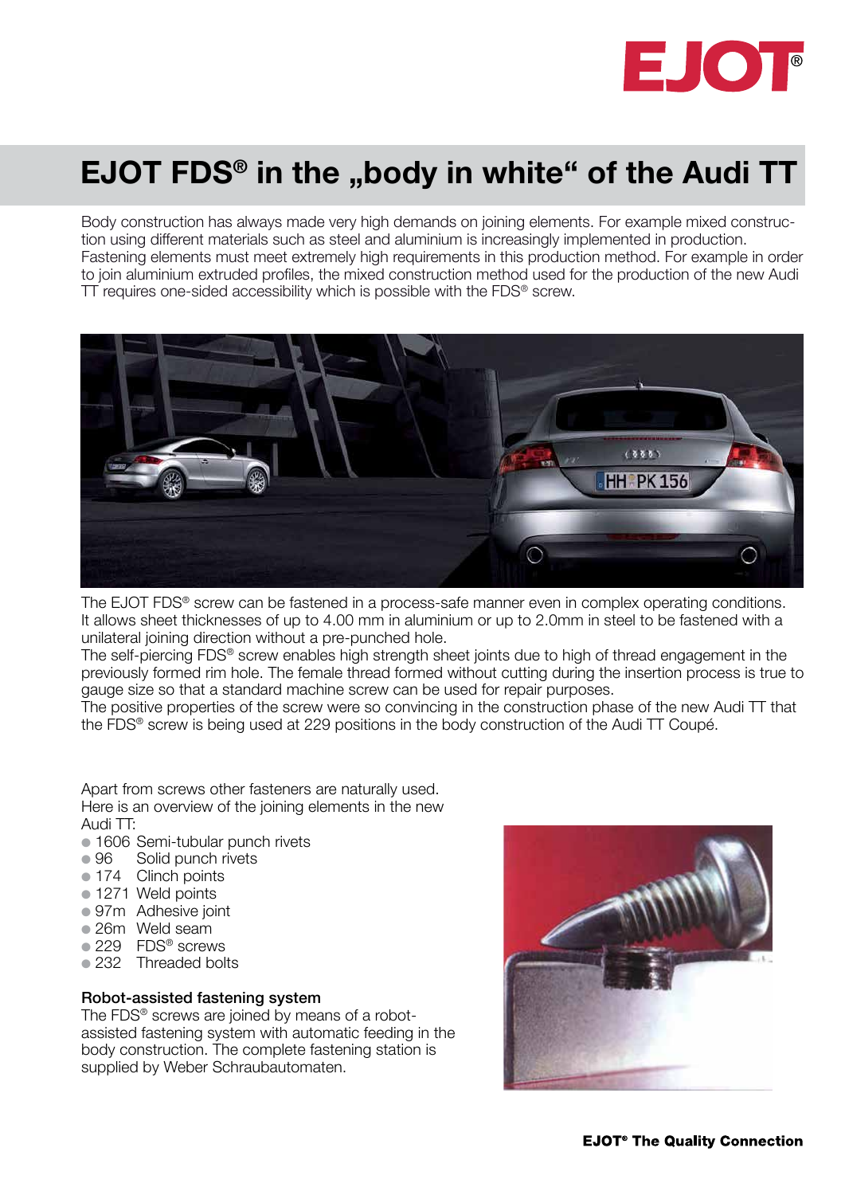# EJOT FDS® in the „body in white“ of the Audi TT

Body construction has always made very high demands on joining elements. For example mixed construction using different materials such as steel and aluminium is increasingly implemented in production. Fastening elements must meet extremely high requirements in this production method. For example in order to join aluminium extruded profiles, the mixed construction method used for the production of the new Audi TT requires one-sided accessibility which is possible with the FDS® screw.

The EJOT FDS® screw can be fastened in a process-safe manner even in complex operating conditions. It allows sheet thicknesses of up to 4.00 mm in aluminium or up to 2.0mm in steel to be fastened with a unilateral joining direction without a pre-punched hole.
The self-piercing FDS® screw enables high strength sheet joints due to high of thread engagement in the previously formed rim hole. The female thread formed without cutting during the insertion process is true to gauge size so that a standard machine screw can be used for repair purposes.
The positive properties of the screw were so convincing in the construction phase of the new Audi TT that the FDS® screw is being used at 229 positions in the body construction of the Audi TT Coupé.

Apart from screws other fasteners are naturally used. Here is an overview of the joining elements in the new Audi TT:

- 1606 Semi-tubular punch rivets
- 96 Solid punch rivets
- 174 Clinch points
- 1271 Weld points
- 97m Adhesive joint
- 26m Weld seam
- 229 FDS® screws
- 232 Threaded bolts

**Robot-assisted fastening system**
The FDS® screws are joined by means of a robot-assisted fastening system with automatic feeding in the body construction. The complete fastening station is supplied by Weber Schraubautomaten.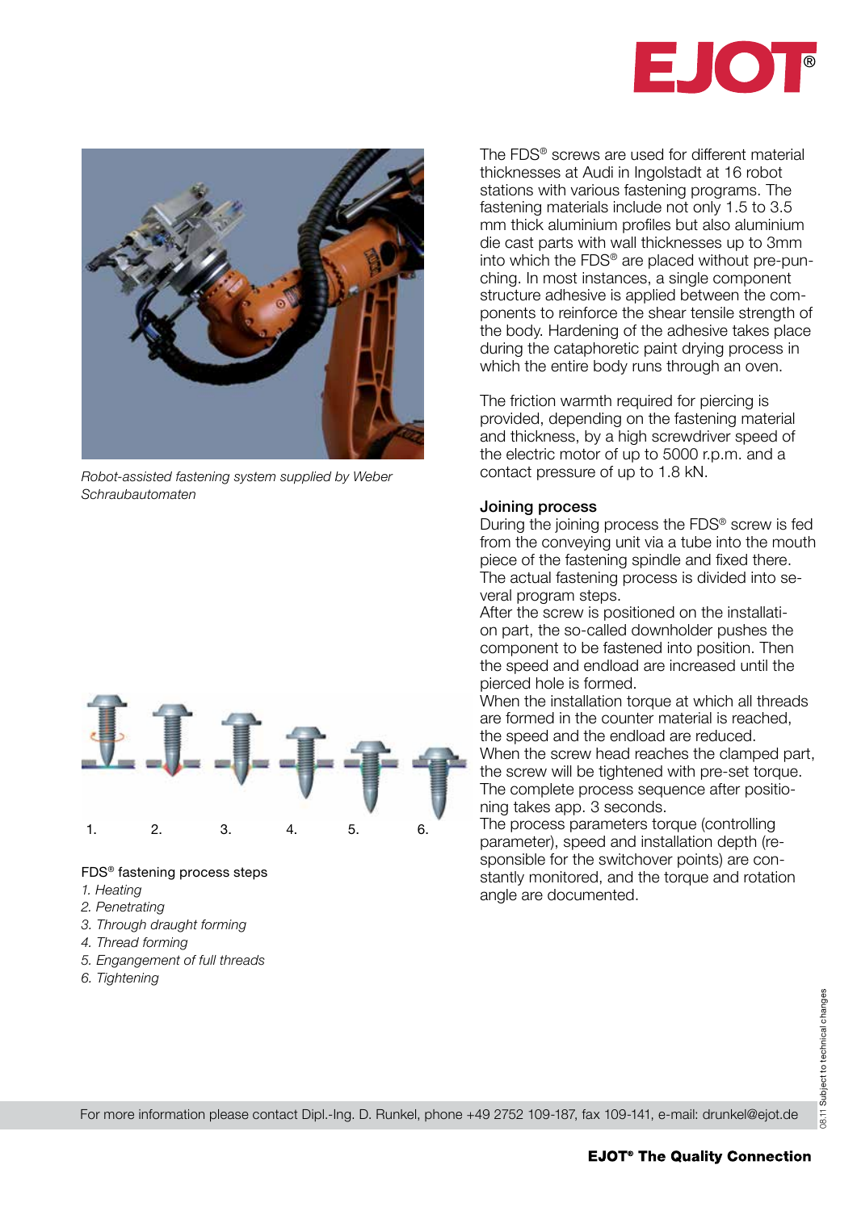Robot-assisted fastening system supplied by Weber Schraubautomaten*

1. 2. 3. 4. 5. 6.

FDS® fastening process steps

1. *Heating*
2. *Penetrating*
3. *Through draught forming*
4. *Thread forming*
5. *Engagement of full threads*
6. *Tightening*

The FDS® screws are used for different material thicknesses at Audi in Ingolstadt at 16 robot stations with various fastening programs. The fastening materials include not only 1.5 to 3.5 mm thick aluminium profiles but also aluminium die cast parts with wall thicknesses up to 3mm into which the FDS® are placed without pre-punching. In most instances, a single component structure adhesive is applied between the components to reinforce the shear tensile strength of the body. Hardening of the adhesive takes place during the cataphoretic paint drying process in which the entire body runs through an oven.

The friction warmth required for piercing is provided, depending on the fastening material and thickness, by a high screwdriver speed of the electric motor of up to 5000 r.p.m. and a contact pressure of up to 1.8 kN.

## Joining process

During the joining process the FDS® screw is fed from the conveying unit via a tube into the mouth piece of the fastening spindle and fixed there. The actual fastening process is divided into several program steps.
After the screw is positioned on the installation part, the so-called downholder pushes the component to be fastened into position. Then the speed and endload are increased until the pierced hole is formed.
When the installation torque at which all threads are formed in the counter material is reached, the speed and the endload are reduced.
When the screw head reaches the clamped part, the screw will be tightened with pre-set torque.
The complete process sequence after positioning takes app. 3 seconds.
The process parameters torque (controlling parameter), speed and installation depth (responsible for the switchover points) are constantly monitored, and the torque and rotation angle are documented.

For more information please contact Dipl.-Ing. D. Runkel, phone +49 2752 109-187, fax 109-141, e-mail: drunkel@ejot.de

08.11 Subject to technical changes